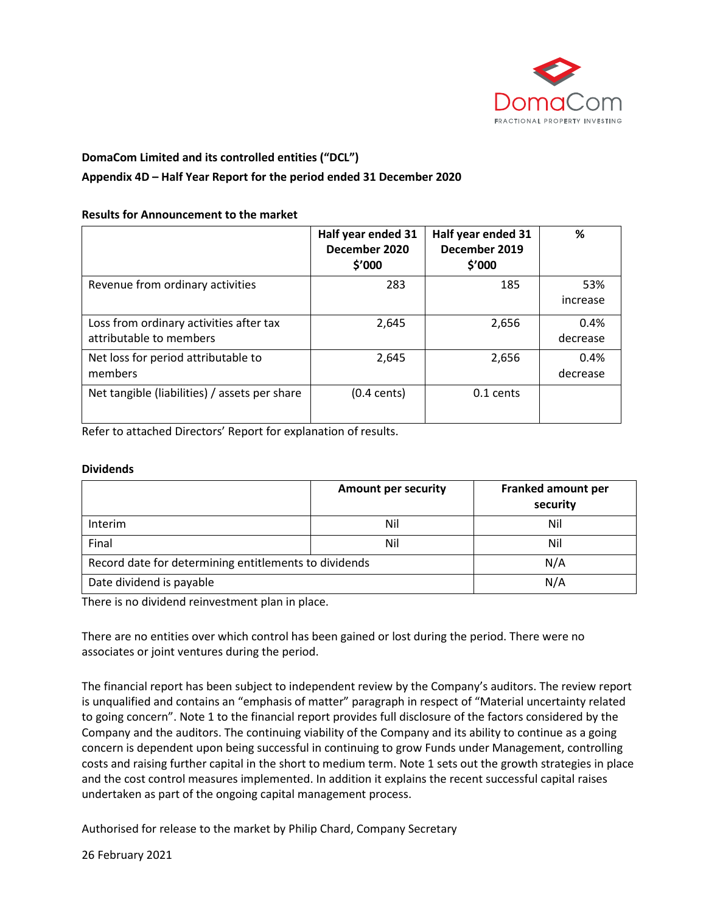**DomaCom Limited and its controlled entities ("DCL")**

**Appendix 4D – Half Year Report for the period ended 31 December 2020**

**Results for Announcement to the market**

| | Half year ended 31 December 2020 $'000 | Half year ended 31 December 2019 $'000 | % |
|---|---|---|---|
| Revenue from ordinary activities | 283 | 185 | 53% increase |
| Loss from ordinary activities after tax attributable to members | 2,645 | 2,656 | 0.4% decrease |
| Net loss for period attributable to members | 2,645 | 2,656 | 0.4% decrease |
| Net tangible (liabilities) / assets per share | (0.4 cents) | 0.1 cents | |

Refer to attached Directors' Report for explanation of results.

**Dividends**

| | Amount per security | Franked amount per security |
|---|---|---|
| Interim | Nil | Nil |
| Final | Nil | Nil |
| Record date for determining entitlements to dividends | | N/A |
| Date dividend is payable | | N/A |

There is no dividend reinvestment plan in place.

There are no entities over which control has been gained or lost during the period. There were no associates or joint ventures during the period.

The financial report has been subject to independent review by the Company's auditors. The review report is unqualified and contains an "emphasis of matter" paragraph in respect of "Material uncertainty related to going concern". Note 1 to the financial report provides full disclosure of the factors considered by the Company and the auditors. The continuing viability of the Company and its ability to continue as a going concern is dependent upon being successful in continuing to grow Funds under Management, controlling costs and raising further capital in the short to medium term. Note 1 sets out the growth strategies in place and the cost control measures implemented. In addition it explains the recent successful capital raises undertaken as part of the ongoing capital management process.

Authorised for release to the market by Philip Chard, Company Secretary

26 February 2021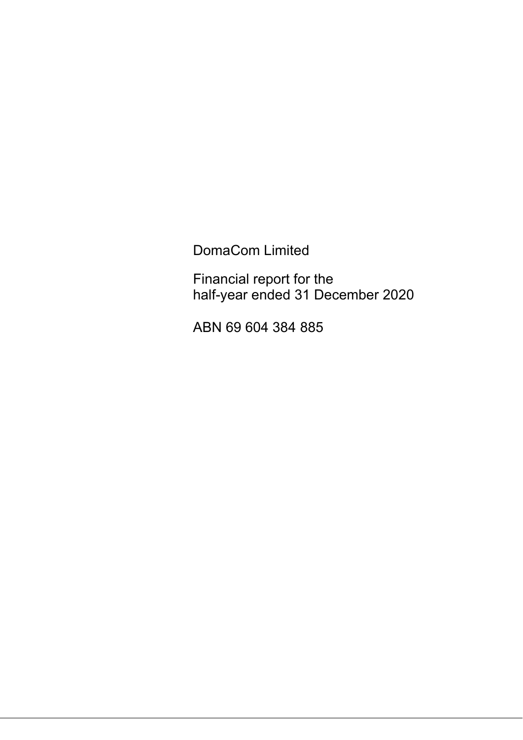DomaCom Limited

Financial report for the half-year ended 31 December 2020

ABN 69 604 384 885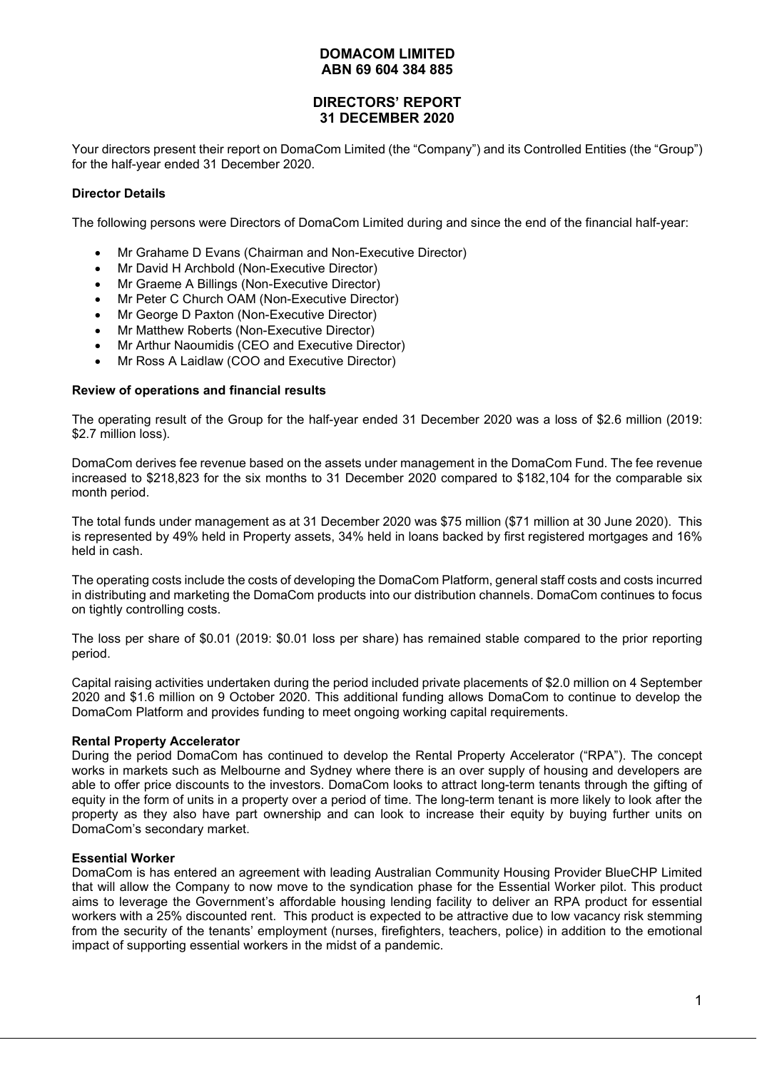# DOMACOM LIMITED
## ABN 69 604 384 885

## DIRECTORS' REPORT
## 31 DECEMBER 2020

Your directors present their report on DomaCom Limited (the "Company") and its Controlled Entities (the "Group") for the half-year ended 31 December 2020.

**Director Details**

The following persons were Directors of DomaCom Limited during and since the end of the financial half-year:

- Mr Grahame D Evans (Chairman and Non-Executive Director)
- Mr David H Archbold (Non-Executive Director)
- Mr Graeme A Billings (Non-Executive Director)
- Mr Peter C Church OAM (Non-Executive Director)
- Mr George D Paxton (Non-Executive Director)
- Mr Matthew Roberts (Non-Executive Director)
- Mr Arthur Naoumidis (CEO and Executive Director)
- Mr Ross A Laidlaw (COO and Executive Director)

**Review of operations and financial results**

The operating result of the Group for the half-year ended 31 December 2020 was a loss of $2.6 million (2019: $2.7 million loss).

DomaCom derives fee revenue based on the assets under management in the DomaCom Fund. The fee revenue increased to $218,823 for the six months to 31 December 2020 compared to $182,104 for the comparable six month period.

The total funds under management as at 31 December 2020 was $75 million ($71 million at 30 June 2020). This is represented by 49% held in Property assets, 34% held in loans backed by first registered mortgages and 16% held in cash.

The operating costs include the costs of developing the DomaCom Platform, general staff costs and costs incurred in distributing and marketing the DomaCom products into our distribution channels. DomaCom continues to focus on tightly controlling costs.

The loss per share of $0.01 (2019: $0.01 loss per share) has remained stable compared to the prior reporting period.

Capital raising activities undertaken during the period included private placements of $2.0 million on 4 September 2020 and $1.6 million on 9 October 2020. This additional funding allows DomaCom to continue to develop the DomaCom Platform and provides funding to meet ongoing working capital requirements.

**Rental Property Accelerator**

During the period DomaCom has continued to develop the Rental Property Accelerator ("RPA"). The concept works in markets such as Melbourne and Sydney where there is an over supply of housing and developers are able to offer price discounts to the investors. DomaCom looks to attract long-term tenants through the gifting of equity in the form of units in a property over a period of time. The long-term tenant is more likely to look after the property as they also have part ownership and can look to increase their equity by buying further units on DomaCom's secondary market.

**Essential Worker**

DomaCom is has entered an agreement with leading Australian Community Housing Provider BlueCHP Limited that will allow the Company to now move to the syndication phase for the Essential Worker pilot. This product aims to leverage the Government's affordable housing lending facility to deliver an RPA product for essential workers with a 25% discounted rent. This product is expected to be attractive due to low vacancy risk stemming from the security of the tenants' employment (nurses, firefighters, teachers, police) in addition to the emotional impact of supporting essential workers in the midst of a pandemic.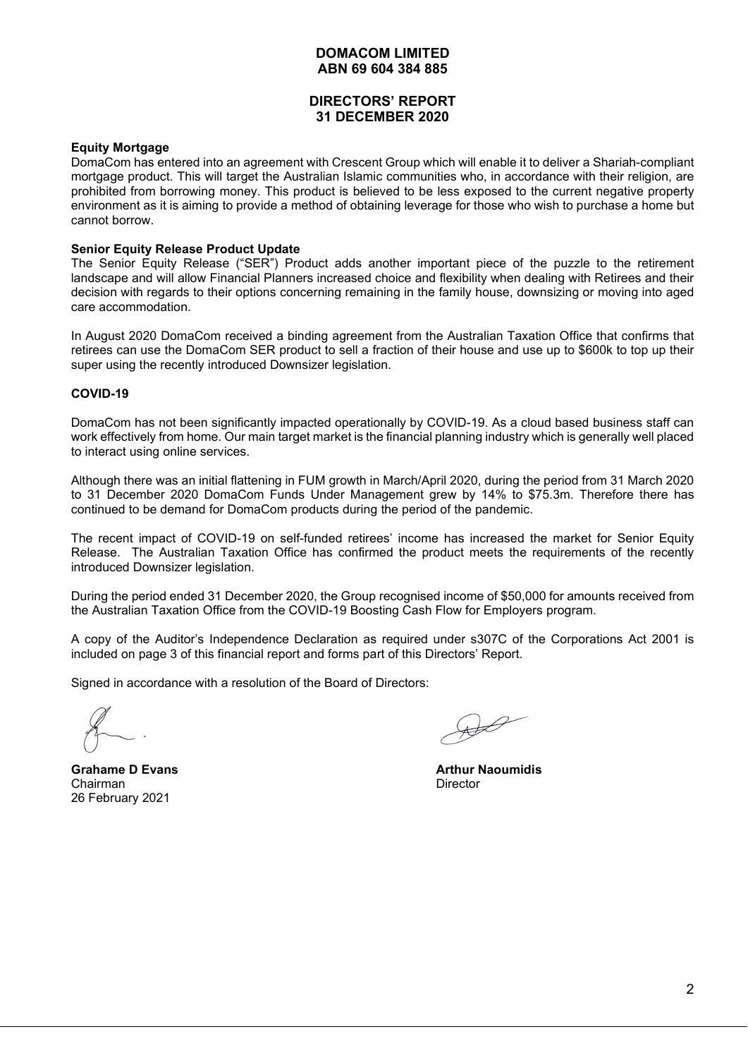**DOMACOM LIMITED**
**ABN 69 604 384 885**

**DIRECTORS' REPORT**
**31 DECEMBER 2020**

**Equity Mortgage**

DomaCom has entered into an agreement with Crescent Group which will enable it to deliver a Shariah-compliant mortgage product. This will target the Australian Islamic communities who, in accordance with their religion, are prohibited from borrowing money. This product is believed to be less exposed to the current negative property environment as it is aiming to provide a method of obtaining leverage for those who wish to purchase a home but cannot borrow.

**Senior Equity Release Product Update**

The Senior Equity Release ("SER") Product adds another important piece of the puzzle to the retirement landscape and will allow Financial Planners increased choice and flexibility when dealing with Retirees and their decision with regards to their options concerning remaining in the family house, downsizing or moving into aged care accommodation.

In August 2020 DomaCom received a binding agreement from the Australian Taxation Office that confirms that retirees can use the DomaCom SER product to sell a fraction of their house and use up to $600k to top up their super using the recently introduced Downsizer legislation.

**COVID-19**

DomaCom has not been significantly impacted operationally by COVID-19. As a cloud based business staff can work effectively from home. Our main target market is the financial planning industry which is generally well placed to interact using online services.

Although there was an initial flattening in FUM growth in March/April 2020, during the period from 31 March 2020 to 31 December 2020 DomaCom Funds Under Management grew by 14% to $75.3m. Therefore there has continued to be demand for DomaCom products during the period of the pandemic.

The recent impact of COVID-19 on self-funded retirees' income has increased the market for Senior Equity Release. The Australian Taxation Office has confirmed the product meets the requirements of the recently introduced Downsizer legislation.

During the period ended 31 December 2020, the Group recognised income of $50,000 for amounts received from the Australian Taxation Office from the COVID-19 Boosting Cash Flow for Employers program.

A copy of the Auditor's Independence Declaration as required under s307C of the Corporations Act 2001 is included on page 3 of this financial report and forms part of this Directors' Report.

Signed in accordance with a resolution of the Board of Directors:

**Grahame D Evans**
Chairman
26 February 2021

**Arthur Naoumidis**
Director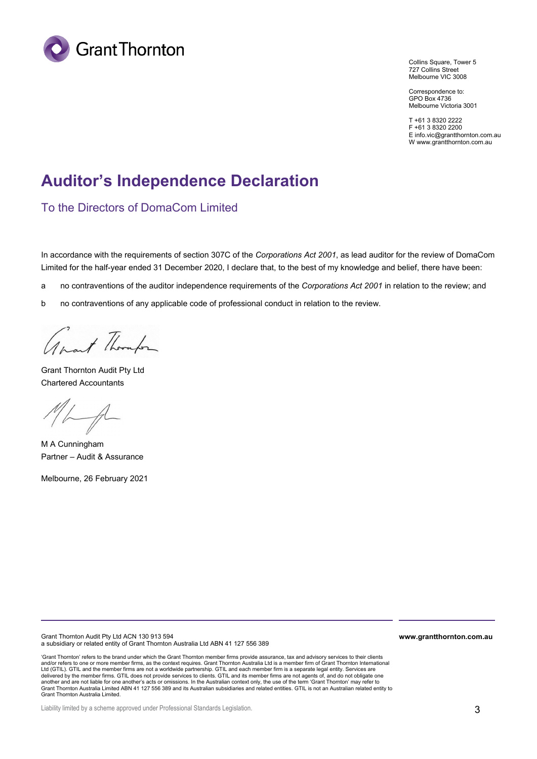Grant Thornton

Collins Square, Tower 5
727 Collins Street
Melbourne VIC 3008

Correspondence to:
GPO Box 4736
Melbourne Victoria 3001

T +61 3 8320 2222
F +61 3 8320 2200
E info.vic@grantthornton.com.au
W www.grantthornton.com.au

# Auditor's Independence Declaration

## To the Directors of DomaCom Limited

In accordance with the requirements of section 307C of the *Corporations Act 2001*, as lead auditor for the review of DomaCom Limited for the half-year ended 31 December 2020, I declare that, to the best of my knowledge and belief, there have been:

a no contraventions of the auditor independence requirements of the *Corporations Act 2001* in relation to the review; and

b no contraventions of any applicable code of professional conduct in relation to the review.

Grant Thornton Audit Pty Ltd
Chartered Accountants

M A Cunningham
Partner – Audit & Assurance

Melbourne, 26 February 2021

Grant Thornton Audit Pty Ltd ACN 130 913 594
a subsidiary or related entity of Grant Thornton Australia Ltd ABN 41 127 556 389

'Grant Thornton' refers to the brand under which the Grant Thornton member firms provide assurance, tax and advisory services to their clients and/or refers to one or more member firms, as the context requires. Grant Thornton Australia Ltd is a member firm of Grant Thornton International Ltd (GTIL). GTIL and the member firms are not a worldwide partnership. GTIL and each member firm is a separate legal entity. Services are delivered by the member firms. GTIL does not provide services to clients. GTIL and its member firms are not agents of, and do not obligate one another and are not liable for one another's acts or omissions. In the Australian context only, the use of the term 'Grant Thornton' may refer to Grant Thornton Australia Limited ABN 41 127 556 389 and its Australian subsidiaries and related entities. GTIL is not an Australian related entity to Grant Thornton Australia Limited.

**www.grantthornton.com.au**

Liability limited by a scheme approved under Professional Standards Legislation.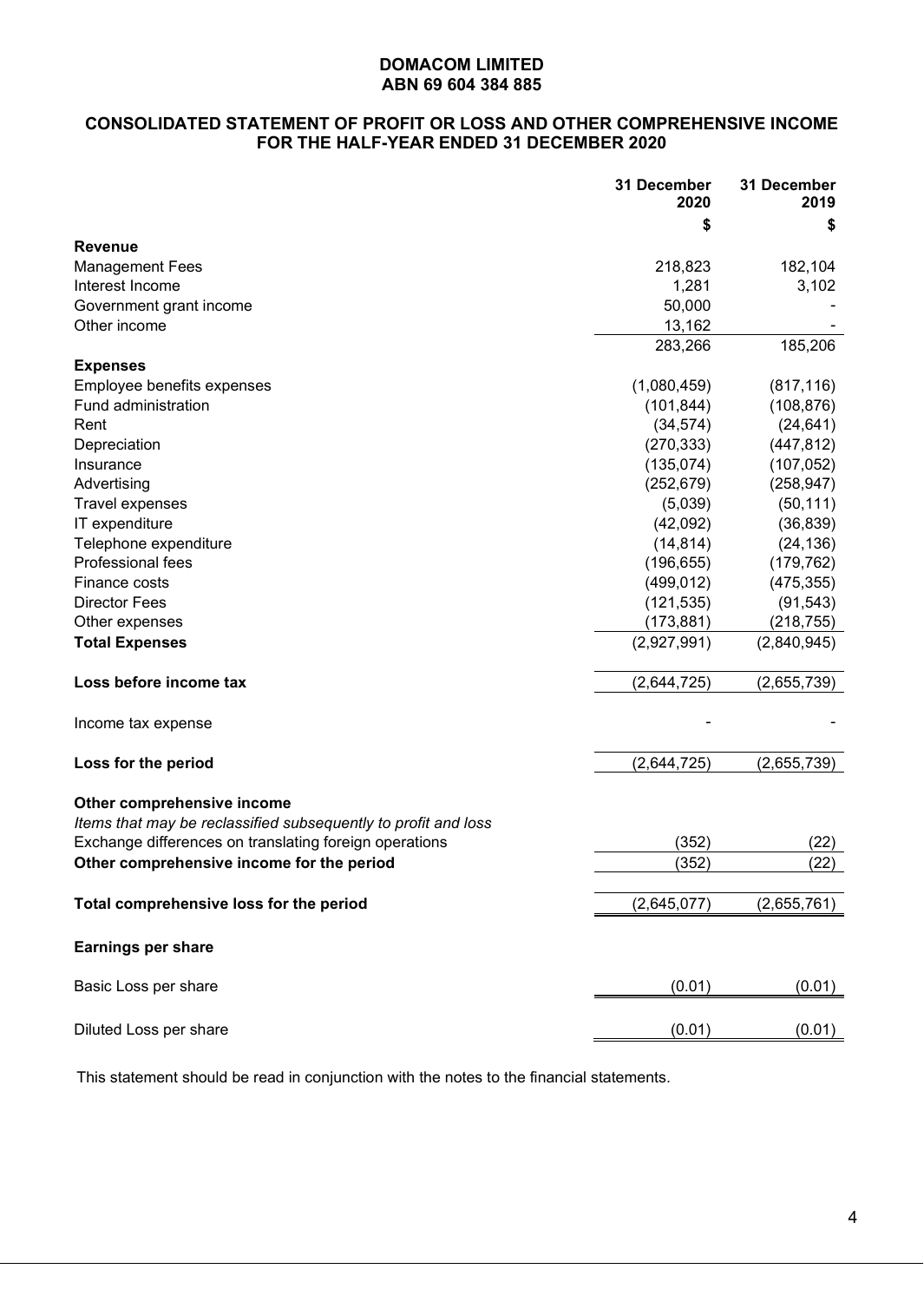# DOMACOM LIMITED
## ABN 69 604 384 885

## CONSOLIDATED STATEMENT OF PROFIT OR LOSS AND OTHER COMPREHENSIVE INCOME FOR THE HALF-YEAR ENDED 31 DECEMBER 2020

| | 31 December 2020 | 31 December 2019 |
|---|---|---|
| | $ | $ |
| **Revenue** | | |
| Management Fees | 218,823 | 182,104 |
| Interest Income | 1,281 | 3,102 |
| Government grant income | 50,000 | - |
| Other income | 13,162 | - |
| | 283,266 | 185,206 |
| **Expenses** | | |
| Employee benefits expenses | (1,080,459) | (817,116) |
| Fund administration | (101,844) | (108,876) |
| Rent | (34,574) | (24,641) |
| Depreciation | (270,333) | (447,812) |
| Insurance | (135,074) | (107,052) |
| Advertising | (252,679) | (258,947) |
| Travel expenses | (5,039) | (50,111) |
| IT expenditure | (42,092) | (36,839) |
| Telephone expenditure | (14,814) | (24,136) |
| Professional fees | (196,655) | (179,762) |
| Finance costs | (499,012) | (475,355) |
| Director Fees | (121,535) | (91,543) |
| Other expenses | (173,881) | (218,755) |
| **Total Expenses** | (2,927,991) | (2,840,945) |
| | | |
| **Loss before income tax** | (2,644,725) | (2,655,739) |
| | | |
| Income tax expense | - | - |
| | | |
| **Loss for the period** | (2,644,725) | (2,655,739) |
| | | |
| **Other comprehensive income** | | |
| *Items that may be reclassified subsequently to profit and loss* | | |
| Exchange differences on translating foreign operations | (352) | (22) |
| **Other comprehensive income for the period** | (352) | (22) |
| | | |
| **Total comprehensive loss for the period** | (2,645,077) | (2,655,761) |
| | | |
| **Earnings per share** | | |
| | | |
| Basic Loss per share | (0.01) | (0.01) |
| | | |
| Diluted Loss per share | (0.01) | (0.01) |

This statement should be read in conjunction with the notes to the financial statements.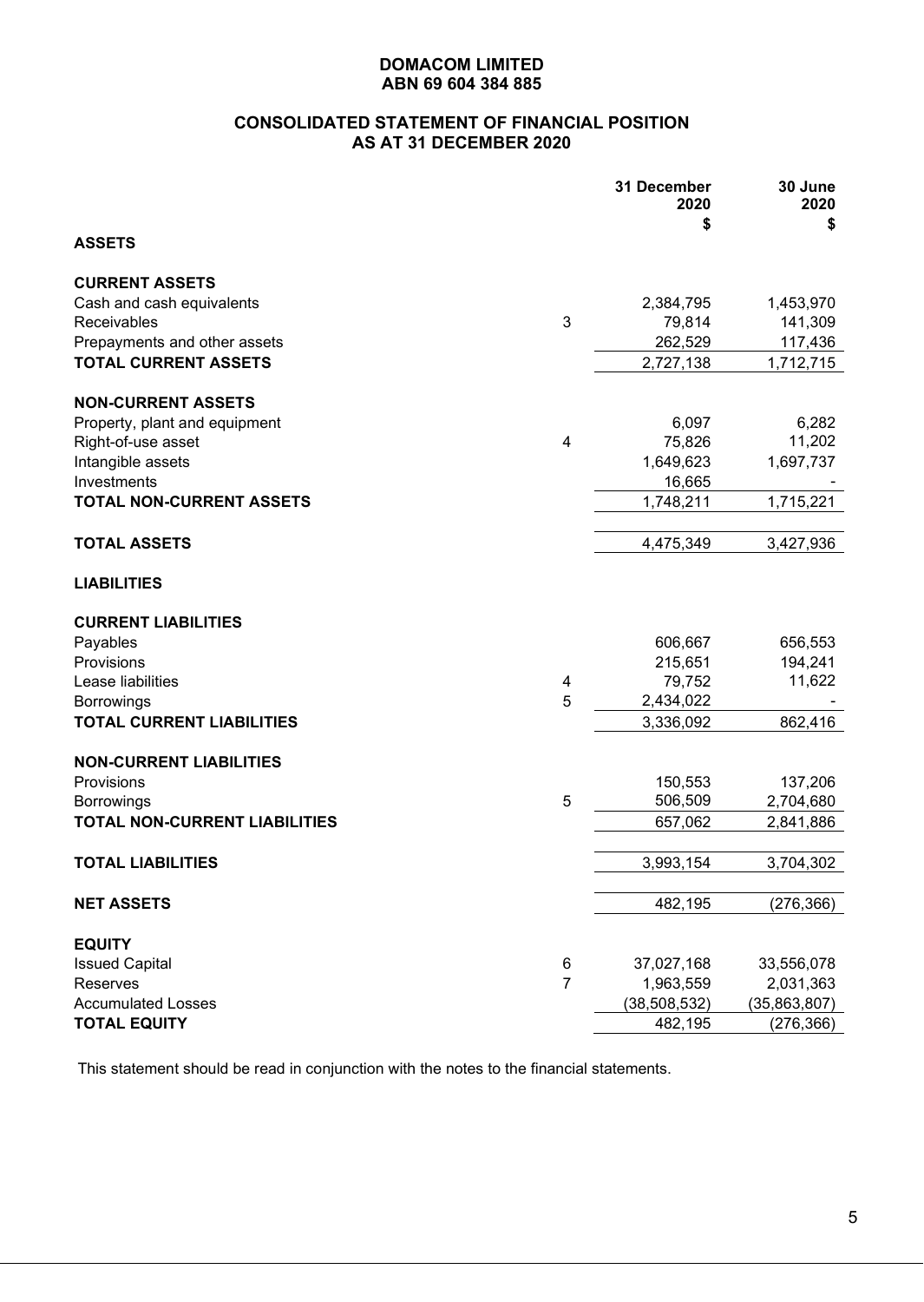# DOMACOM LIMITED
## ABN 69 604 384 885

## CONSOLIDATED STATEMENT OF FINANCIAL POSITION AS AT 31 DECEMBER 2020

| | Note | 31 December 2020 $ | 30 June 2020 $ |
|---|---|---|---|
| **ASSETS** | | | |
| **CURRENT ASSETS** | | | |
| Cash and cash equivalents | | 2,384,795 | 1,453,970 |
| Receivables | 3 | 79,814 | 141,309 |
| Prepayments and other assets | | 262,529 | 117,436 |
| **TOTAL CURRENT ASSETS** | | 2,727,138 | 1,712,715 |
| **NON-CURRENT ASSETS** | | | |
| Property, plant and equipment | | 6,097 | 6,282 |
| Right-of-use asset | 4 | 75,826 | 11,202 |
| Intangible assets | | 1,649,623 | 1,697,737 |
| Investments | | 16,665 | - |
| **TOTAL NON-CURRENT ASSETS** | | 1,748,211 | 1,715,221 |
| **TOTAL ASSETS** | | 4,475,349 | 3,427,936 |
| **LIABILITIES** | | | |
| **CURRENT LIABILITIES** | | | |
| Payables | | 606,667 | 656,553 |
| Provisions | | 215,651 | 194,241 |
| Lease liabilities | 4 | 79,752 | 11,622 |
| Borrowings | 5 | 2,434,022 | - |
| **TOTAL CURRENT LIABILITIES** | | 3,336,092 | 862,416 |
| **NON-CURRENT LIABILITIES** | | | |
| Provisions | | 150,553 | 137,206 |
| Borrowings | 5 | 506,509 | 2,704,680 |
| **TOTAL NON-CURRENT LIABILITIES** | | 657,062 | 2,841,886 |
| **TOTAL LIABILITIES** | | 3,993,154 | 3,704,302 |
| **NET ASSETS** | | 482,195 | (276,366) |
| **EQUITY** | | | |
| Issued Capital | 6 | 37,027,168 | 33,556,078 |
| Reserves | 7 | 1,963,559 | 2,031,363 |
| Accumulated Losses | | (38,508,532) | (35,863,807) |
| **TOTAL EQUITY** | | 482,195 | (276,366) |

This statement should be read in conjunction with the notes to the financial statements.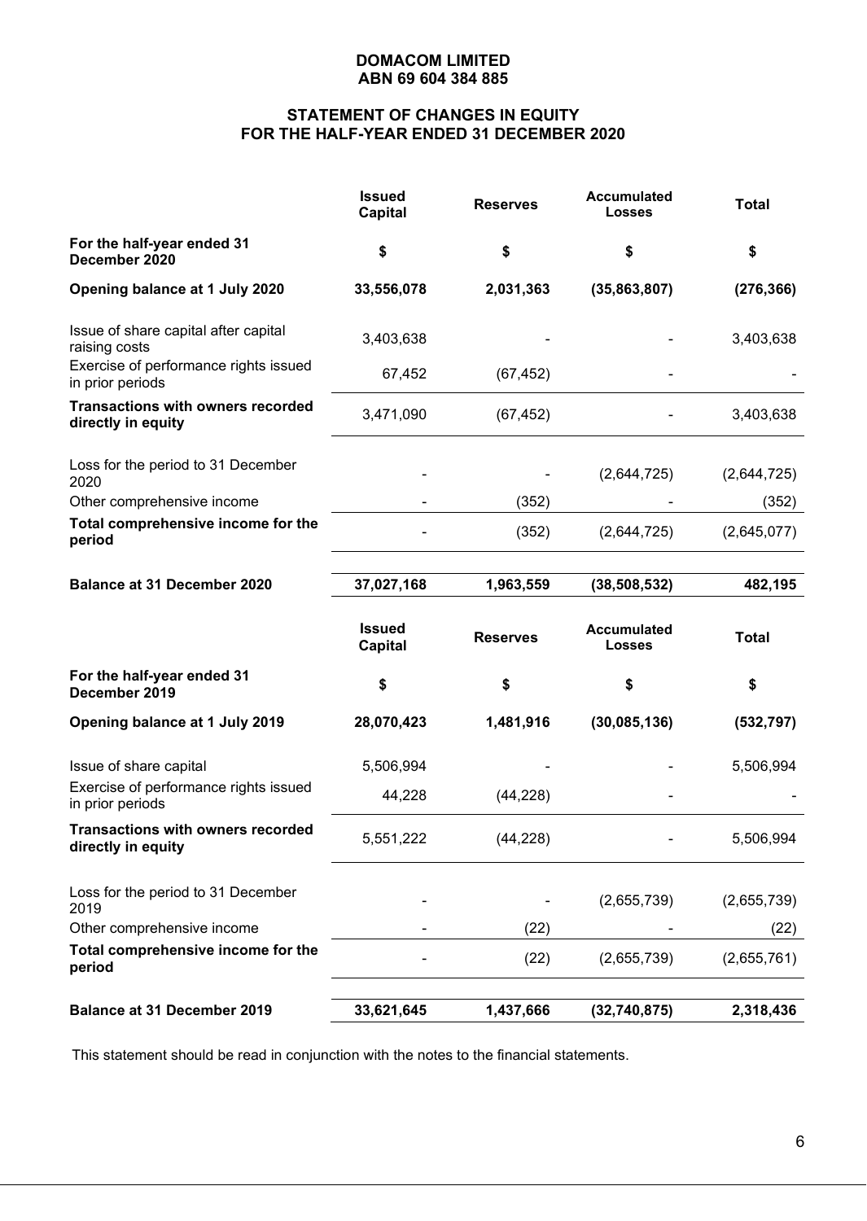**DOMACOM LIMITED**
**ABN 69 604 384 885**

## STATEMENT OF CHANGES IN EQUITY FOR THE HALF-YEAR ENDED 31 DECEMBER 2020

| | Issued Capital | Reserves | Accumulated Losses | Total |
|---|---|---|---|---|
| **For the half-year ended 31 December 2020** | **$** | **$** | **$** | **$** |
| **Opening balance at 1 July 2020** | **33,556,078** | **2,031,363** | **(35,863,807)** | **(276,366)** |
| Issue of share capital after capital raising costs | 3,403,638 | - | - | 3,403,638 |
| Exercise of performance rights issued in prior periods | 67,452 | (67,452) | - | - |
| **Transactions with owners recorded directly in equity** | 3,471,090 | (67,452) | - | 3,403,638 |
| Loss for the period to 31 December 2020 | - | - | (2,644,725) | (2,644,725) |
| Other comprehensive income | - | (352) | - | (352) |
| **Total comprehensive income for the period** | - | (352) | (2,644,725) | (2,645,077) |
| **Balance at 31 December 2020** | **37,027,168** | **1,963,559** | **(38,508,532)** | **482,195** |

| | Issued Capital | Reserves | Accumulated Losses | Total |
|---|---|---|---|---|
| **For the half-year ended 31 December 2019** | **$** | **$** | **$** | **$** |
| **Opening balance at 1 July 2019** | **28,070,423** | **1,481,916** | **(30,085,136)** | **(532,797)** |
| Issue of share capital | 5,506,994 | - | - | 5,506,994 |
| Exercise of performance rights issued in prior periods | 44,228 | (44,228) | - | - |
| **Transactions with owners recorded directly in equity** | 5,551,222 | (44,228) | - | 5,506,994 |
| Loss for the period to 31 December 2019 | - | - | (2,655,739) | (2,655,739) |
| Other comprehensive income | - | (22) | - | (22) |
| **Total comprehensive income for the period** | - | (22) | (2,655,739) | (2,655,761) |
| **Balance at 31 December 2019** | **33,621,645** | **1,437,666** | **(32,740,875)** | **2,318,436** |

This statement should be read in conjunction with the notes to the financial statements.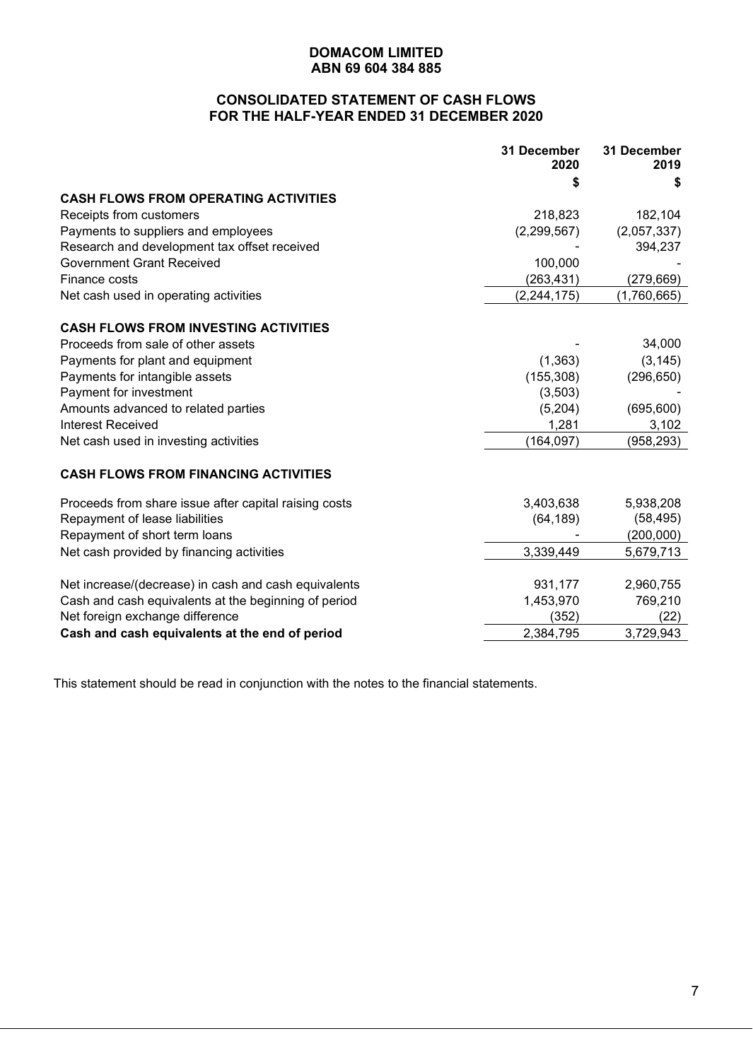**DOMACOM LIMITED**
**ABN 69 604 384 885**

## CONSOLIDATED STATEMENT OF CASH FLOWS FOR THE HALF-YEAR ENDED 31 DECEMBER 2020

| | 31 December 2020 | 31 December 2019 |
|---|---|---|
| | $ | $ |
| **CASH FLOWS FROM OPERATING ACTIVITIES** | | |
| Receipts from customers | 218,823 | 182,104 |
| Payments to suppliers and employees | (2,299,567) | (2,057,337) |
| Research and development tax offset received | - | 394,237 |
| Government Grant Received | 100,000 | - |
| Finance costs | (263,431) | (279,669) |
| Net cash used in operating activities | (2,244,175) | (1,760,665) |
| **CASH FLOWS FROM INVESTING ACTIVITIES** | | |
| Proceeds from sale of other assets | - | 34,000 |
| Payments for plant and equipment | (1,363) | (3,145) |
| Payments for intangible assets | (155,308) | (296,650) |
| Payment for investment | (3,503) | - |
| Amounts advanced to related parties | (5,204) | (695,600) |
| Interest Received | 1,281 | 3,102 |
| Net cash used in investing activities | (164,097) | (958,293) |
| **CASH FLOWS FROM FINANCING ACTIVITIES** | | |
| Proceeds from share issue after capital raising costs | 3,403,638 | 5,938,208 |
| Repayment of lease liabilities | (64,189) | (58,495) |
| Repayment of short term loans | - | (200,000) |
| Net cash provided by financing activities | 3,339,449 | 5,679,713 |
| Net increase/(decrease) in cash and cash equivalents | 931,177 | 2,960,755 |
| Cash and cash equivalents at the beginning of period | 1,453,970 | 769,210 |
| Net foreign exchange difference | (352) | (22) |
| **Cash and cash equivalents at the end of period** | 2,384,795 | 3,729,943 |

This statement should be read in conjunction with the notes to the financial statements.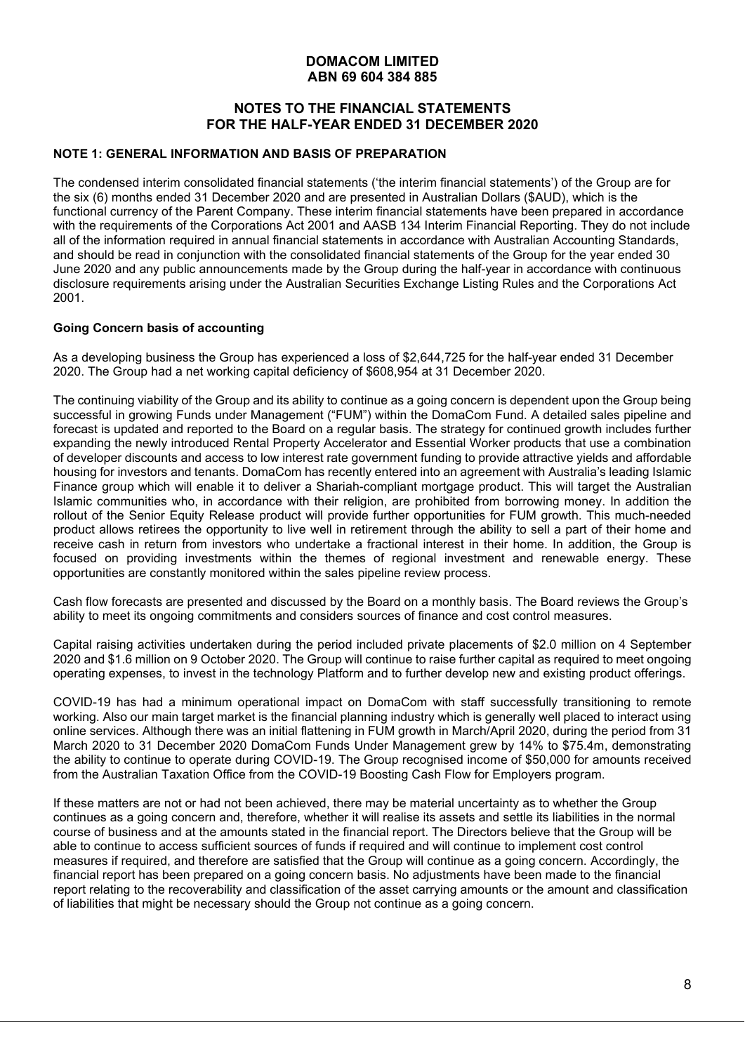**DOMACOM LIMITED**
**ABN 69 604 384 885**

**NOTES TO THE FINANCIAL STATEMENTS**
**FOR THE HALF-YEAR ENDED 31 DECEMBER 2020**

## NOTE 1: GENERAL INFORMATION AND BASIS OF PREPARATION

The condensed interim consolidated financial statements ('the interim financial statements') of the Group are for the six (6) months ended 31 December 2020 and are presented in Australian Dollars ($AUD), which is the functional currency of the Parent Company. These interim financial statements have been prepared in accordance with the requirements of the Corporations Act 2001 and AASB 134 Interim Financial Reporting. They do not include all of the information required in annual financial statements in accordance with Australian Accounting Standards, and should be read in conjunction with the consolidated financial statements of the Group for the year ended 30 June 2020 and any public announcements made by the Group during the half-year in accordance with continuous disclosure requirements arising under the Australian Securities Exchange Listing Rules and the Corporations Act 2001.

### Going Concern basis of accounting

As a developing business the Group has experienced a loss of $2,644,725 for the half-year ended 31 December 2020. The Group had a net working capital deficiency of $608,954 at 31 December 2020.

The continuing viability of the Group and its ability to continue as a going concern is dependent upon the Group being successful in growing Funds under Management ("FUM") within the DomaCom Fund. A detailed sales pipeline and forecast is updated and reported to the Board on a regular basis. The strategy for continued growth includes further expanding the newly introduced Rental Property Accelerator and Essential Worker products that use a combination of developer discounts and access to low interest rate government funding to provide attractive yields and affordable housing for investors and tenants. DomaCom has recently entered into an agreement with Australia's leading Islamic Finance group which will enable it to deliver a Shariah-compliant mortgage product. This will target the Australian Islamic communities who, in accordance with their religion, are prohibited from borrowing money. In addition the rollout of the Senior Equity Release product will provide further opportunities for FUM growth. This much-needed product allows retirees the opportunity to live well in retirement through the ability to sell a part of their home and receive cash in return from investors who undertake a fractional interest in their home. In addition, the Group is focused on providing investments within the themes of regional investment and renewable energy. These opportunities are constantly monitored within the sales pipeline review process.

Cash flow forecasts are presented and discussed by the Board on a monthly basis. The Board reviews the Group's ability to meet its ongoing commitments and considers sources of finance and cost control measures.

Capital raising activities undertaken during the period included private placements of $2.0 million on 4 September 2020 and $1.6 million on 9 October 2020. The Group will continue to raise further capital as required to meet ongoing operating expenses, to invest in the technology Platform and to further develop new and existing product offerings.

COVID-19 has had a minimum operational impact on DomaCom with staff successfully transitioning to remote working. Also our main target market is the financial planning industry which is generally well placed to interact using online services. Although there was an initial flattening in FUM growth in March/April 2020, during the period from 31 March 2020 to 31 December 2020 DomaCom Funds Under Management grew by 14% to $75.4m, demonstrating the ability to continue to operate during COVID-19. The Group recognised income of $50,000 for amounts received from the Australian Taxation Office from the COVID-19 Boosting Cash Flow for Employers program.

If these matters are not or had not been achieved, there may be material uncertainty as to whether the Group continues as a going concern and, therefore, whether it will realise its assets and settle its liabilities in the normal course of business and at the amounts stated in the financial report. The Directors believe that the Group will be able to continue to access sufficient sources of funds if required and will continue to implement cost control measures if required, and therefore are satisfied that the Group will continue as a going concern. Accordingly, the financial report has been prepared on a going concern basis. No adjustments have been made to the financial report relating to the recoverability and classification of the asset carrying amounts or the amount and classification of liabilities that might be necessary should the Group not continue as a going concern.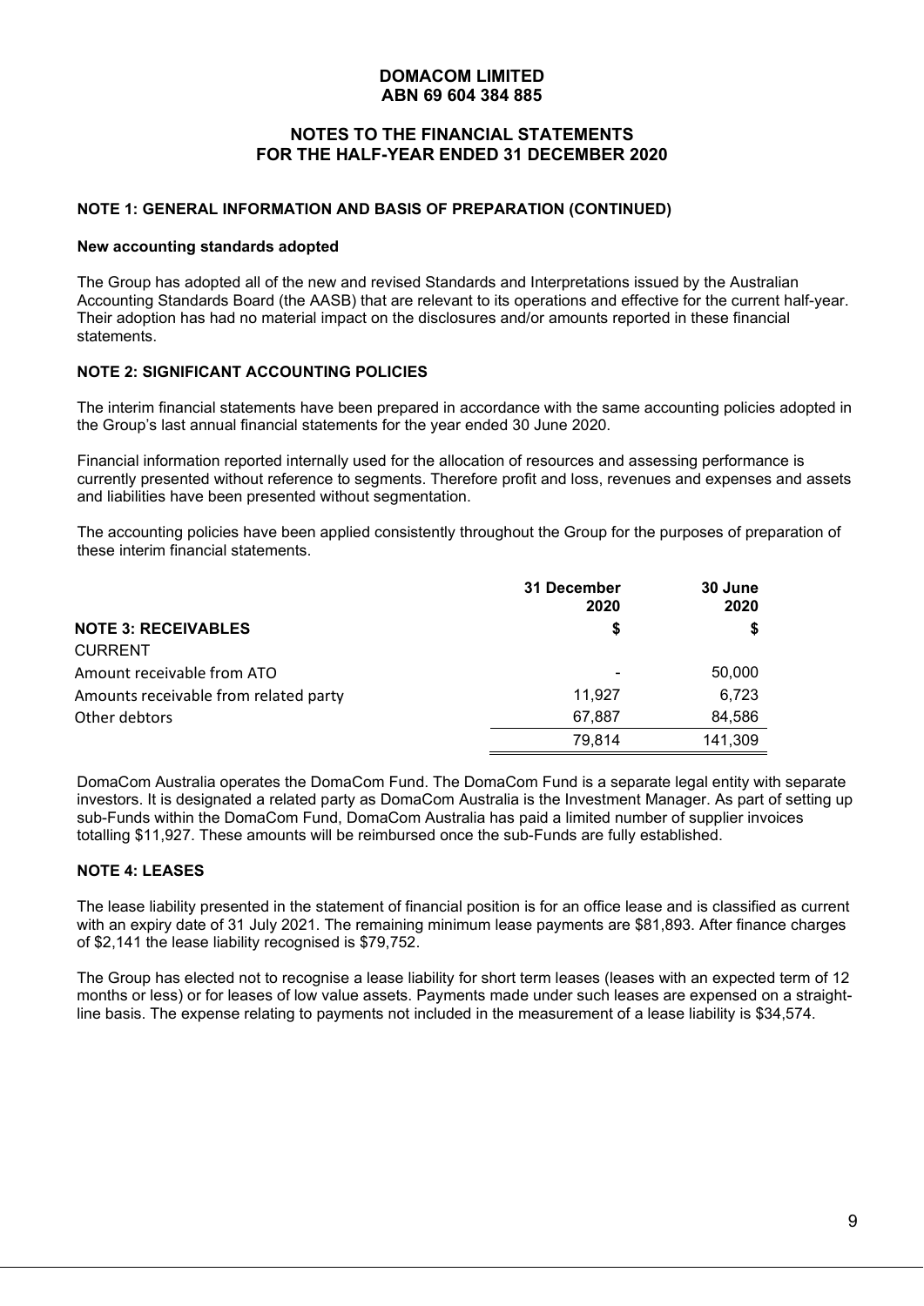# DOMACOM LIMITED
# ABN 69 604 384 885

## NOTES TO THE FINANCIAL STATEMENTS
## FOR THE HALF-YEAR ENDED 31 DECEMBER 2020

### NOTE 1: GENERAL INFORMATION AND BASIS OF PREPARATION (CONTINUED)

**New accounting standards adopted**

The Group has adopted all of the new and revised Standards and Interpretations issued by the Australian Accounting Standards Board (the AASB) that are relevant to its operations and effective for the current half-year. Their adoption has had no material impact on the disclosures and/or amounts reported in these financial statements.

### NOTE 2: SIGNIFICANT ACCOUNTING POLICIES

The interim financial statements have been prepared in accordance with the same accounting policies adopted in the Group's last annual financial statements for the year ended 30 June 2020.

Financial information reported internally used for the allocation of resources and assessing performance is currently presented without reference to segments. Therefore profit and loss, revenues and expenses and assets and liabilities have been presented without segmentation.

The accounting policies have been applied consistently throughout the Group for the purposes of preparation of these interim financial statements.

| | 31 December 2020 | 30 June 2020 |
|---|---|---|
| **NOTE 3: RECEIVABLES** | **$** | **$** |
| CURRENT | | |
| Amount receivable from ATO | - | 50,000 |
| Amounts receivable from related party | 11,927 | 6,723 |
| Other debtors | 67,887 | 84,586 |
| | 79,814 | 141,309 |

DomaCom Australia operates the DomaCom Fund. The DomaCom Fund is a separate legal entity with separate investors. It is designated a related party as DomaCom Australia is the Investment Manager. As part of setting up sub-Funds within the DomaCom Fund, DomaCom Australia has paid a limited number of supplier invoices totalling $11,927. These amounts will be reimbursed once the sub-Funds are fully established.

### NOTE 4: LEASES

The lease liability presented in the statement of financial position is for an office lease and is classified as current with an expiry date of 31 July 2021. The remaining minimum lease payments are $81,893. After finance charges of $2,141 the lease liability recognised is $79,752.

The Group has elected not to recognise a lease liability for short term leases (leases with an expected term of 12 months or less) or for leases of low value assets. Payments made under such leases are expensed on a straight-line basis. The expense relating to payments not included in the measurement of a lease liability is $34,574.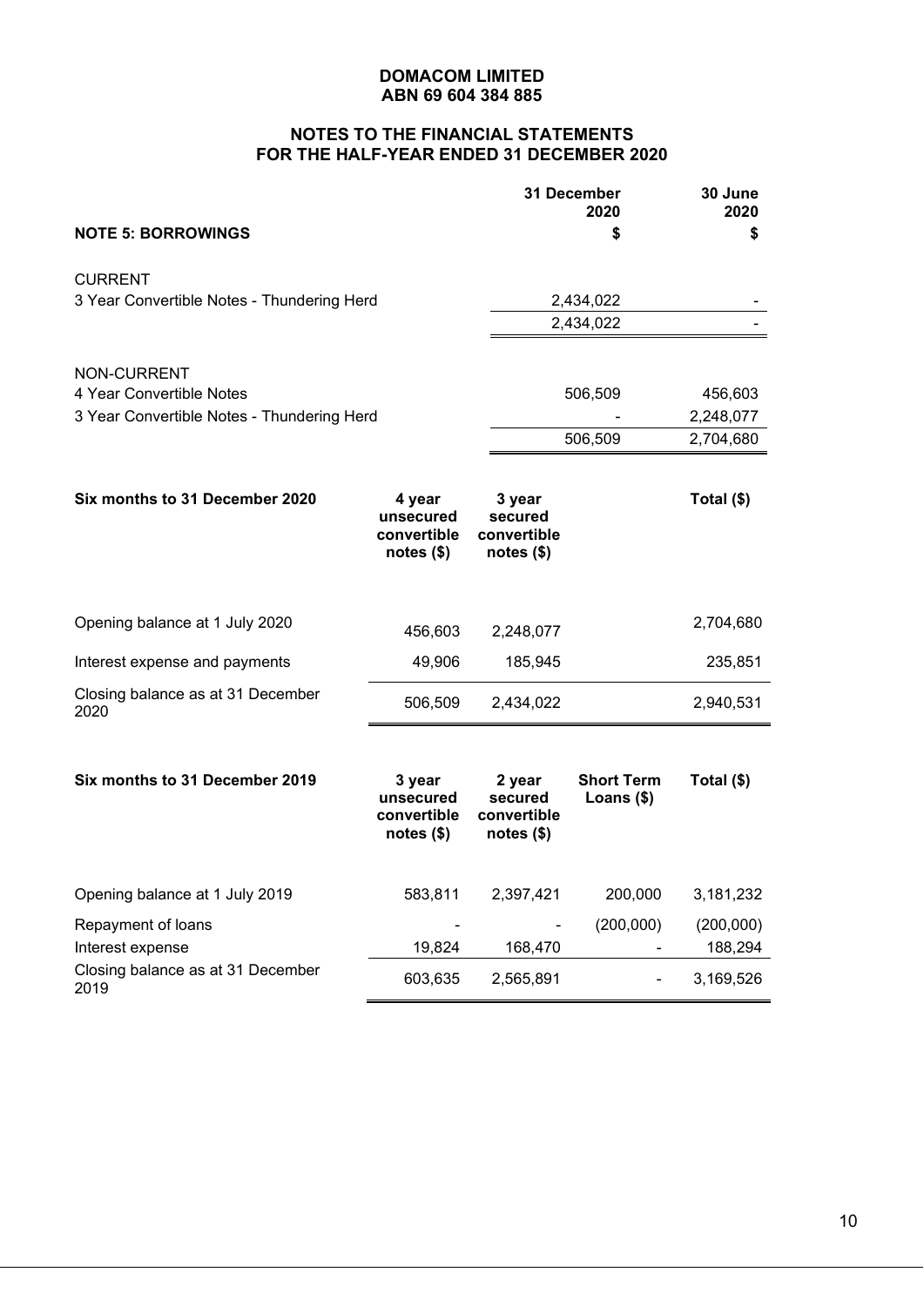**DOMACOM LIMITED**
**ABN 69 604 384 885**

**NOTES TO THE FINANCIAL STATEMENTS**
**FOR THE HALF-YEAR ENDED 31 DECEMBER 2020**

| **NOTE 5: BORROWINGS** | **31 December 2020** **$** | **30 June 2020** **$** |
|---|---|---|
| CURRENT | | |
| 3 Year Convertible Notes - Thundering Herd | 2,434,022 | - |
| | 2,434,022 | - |
| NON-CURRENT | | |
| 4 Year Convertible Notes | 506,509 | 456,603 |
| 3 Year Convertible Notes - Thundering Herd | - | 2,248,077 |
| | 506,509 | 2,704,680 |

| **Six months to 31 December 2020** | **4 year unsecured convertible notes ($)** | **3 year secured convertible notes ($)** | | **Total ($)** |
|---|---|---|---|---|
| Opening balance at 1 July 2020 | 456,603 | 2,248,077 | | 2,704,680 |
| Interest expense and payments | 49,906 | 185,945 | | 235,851 |
| Closing balance as at 31 December 2020 | 506,509 | 2,434,022 | | 2,940,531 |

| **Six months to 31 December 2019** | **3 year unsecured convertible notes ($)** | **2 year secured convertible notes ($)** | **Short Term Loans ($)** | **Total ($)** |
|---|---|---|---|---|
| Opening balance at 1 July 2019 | 583,811 | 2,397,421 | 200,000 | 3,181,232 |
| Repayment of loans | - | - | (200,000) | (200,000) |
| Interest expense | 19,824 | 168,470 | - | 188,294 |
| Closing balance as at 31 December 2019 | 603,635 | 2,565,891 | - | 3,169,526 |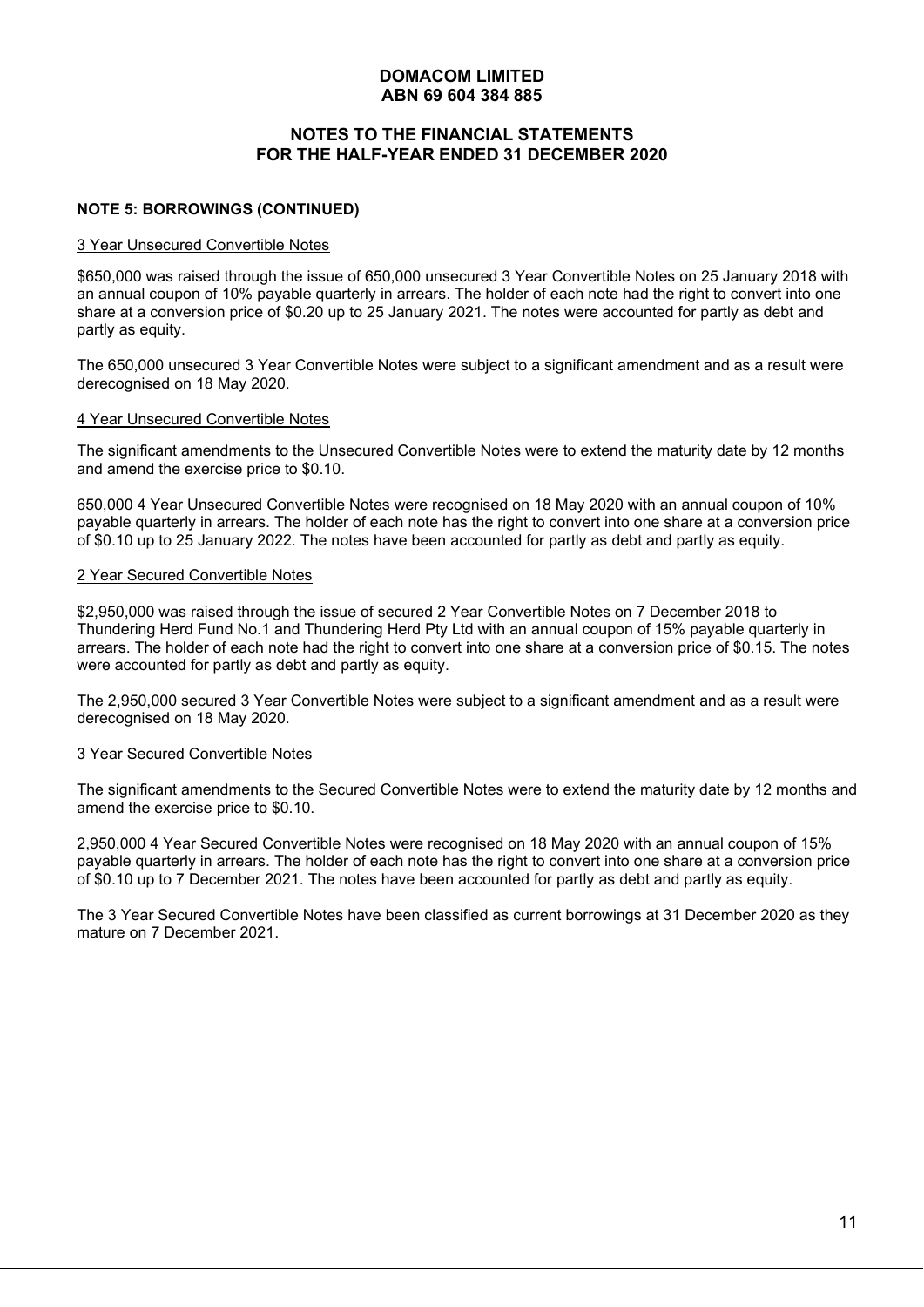**DOMACOM LIMITED**
**ABN 69 604 384 885**

**NOTES TO THE FINANCIAL STATEMENTS**
**FOR THE HALF-YEAR ENDED 31 DECEMBER 2020**

**NOTE 5: BORROWINGS (CONTINUED)**

3 Year Unsecured Convertible Notes

$650,000 was raised through the issue of 650,000 unsecured 3 Year Convertible Notes on 25 January 2018 with an annual coupon of 10% payable quarterly in arrears. The holder of each note had the right to convert into one share at a conversion price of $0.20 up to 25 January 2021. The notes were accounted for partly as debt and partly as equity.

The 650,000 unsecured 3 Year Convertible Notes were subject to a significant amendment and as a result were derecognised on 18 May 2020.

4 Year Unsecured Convertible Notes

The significant amendments to the Unsecured Convertible Notes were to extend the maturity date by 12 months and amend the exercise price to $0.10.

650,000 4 Year Unsecured Convertible Notes were recognised on 18 May 2020 with an annual coupon of 10% payable quarterly in arrears. The holder of each note has the right to convert into one share at a conversion price of $0.10 up to 25 January 2022. The notes have been accounted for partly as debt and partly as equity.

2 Year Secured Convertible Notes

$2,950,000 was raised through the issue of secured 2 Year Convertible Notes on 7 December 2018 to Thundering Herd Fund No.1 and Thundering Herd Pty Ltd with an annual coupon of 15% payable quarterly in arrears. The holder of each note had the right to convert into one share at a conversion price of $0.15. The notes were accounted for partly as debt and partly as equity.

The 2,950,000 secured 3 Year Convertible Notes were subject to a significant amendment and as a result were derecognised on 18 May 2020.

3 Year Secured Convertible Notes

The significant amendments to the Secured Convertible Notes were to extend the maturity date by 12 months and amend the exercise price to $0.10.

2,950,000 4 Year Secured Convertible Notes were recognised on 18 May 2020 with an annual coupon of 15% payable quarterly in arrears. The holder of each note has the right to convert into one share at a conversion price of $0.10 up to 7 December 2021. The notes have been accounted for partly as debt and partly as equity.

The 3 Year Secured Convertible Notes have been classified as current borrowings at 31 December 2020 as they mature on 7 December 2021.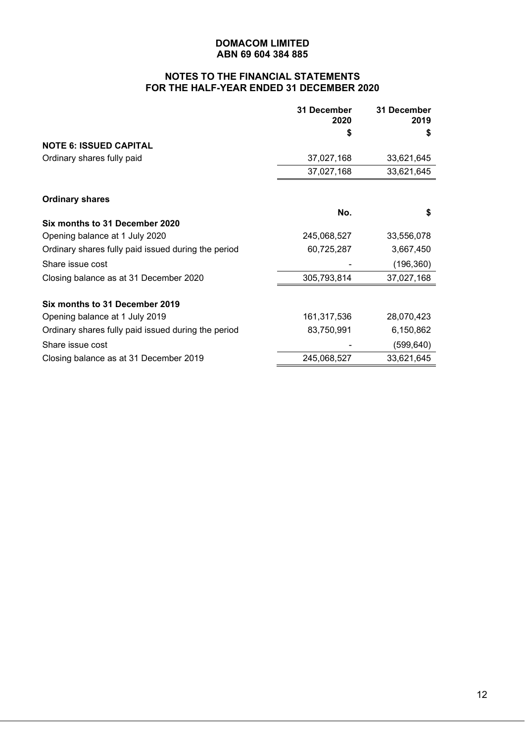**DOMACOM LIMITED**
**ABN 69 604 384 885**

**NOTES TO THE FINANCIAL STATEMENTS**
**FOR THE HALF-YEAR ENDED 31 DECEMBER 2020**

| | 31 December 2020 | 31 December 2019 |
|---|---|---|
| | $ | $ |
| **NOTE 6: ISSUED CAPITAL** | | |
| Ordinary shares fully paid | 37,027,168 | 33,621,645 |
| | 37,027,168 | 33,621,645 |

**Ordinary shares**

| | No. | $ |
|---|---|---|
| **Six months to 31 December 2020** | | |
| Opening balance at 1 July 2020 | 245,068,527 | 33,556,078 |
| Ordinary shares fully paid issued during the period | 60,725,287 | 3,667,450 |
| Share issue cost | - | (196,360) |
| Closing balance as at 31 December 2020 | 305,793,814 | 37,027,168 |
| **Six months to 31 December 2019** | | |
| Opening balance at 1 July 2019 | 161,317,536 | 28,070,423 |
| Ordinary shares fully paid issued during the period | 83,750,991 | 6,150,862 |
| Share issue cost | - | (599,640) |
| Closing balance as at 31 December 2019 | 245,068,527 | 33,621,645 |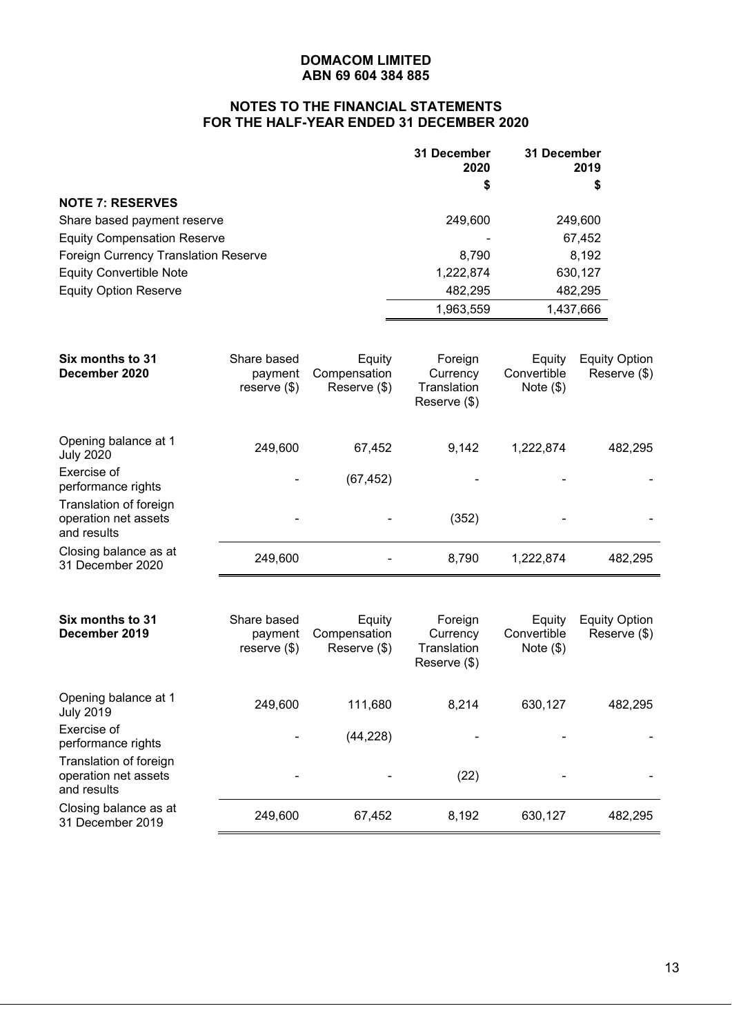**DOMACOM LIMITED**
**ABN 69 604 384 885**

**NOTES TO THE FINANCIAL STATEMENTS**
**FOR THE HALF-YEAR ENDED 31 DECEMBER 2020**

| | 31 December 2020 | 31 December 2019 |
|---|---|---|
| | $ | $ |
| **NOTE 7: RESERVES** | | |
| Share based payment reserve | 249,600 | 249,600 |
| Equity Compensation Reserve | - | 67,452 |
| Foreign Currency Translation Reserve | 8,790 | 8,192 |
| Equity Convertible Note | 1,222,874 | 630,127 |
| Equity Option Reserve | 482,295 | 482,295 |
| | 1,963,559 | 1,437,666 |

| **Six months to 31 December 2020** | Share based payment reserve ($) | Equity Compensation Reserve ($) | Foreign Currency Translation Reserve ($) | Equity Convertible Note ($) | Equity Option Reserve ($) |
|---|---|---|---|---|---|
| Opening balance at 1 July 2020 | 249,600 | 67,452 | 9,142 | 1,222,874 | 482,295 |
| Exercise of performance rights | - | (67,452) | - | - | - |
| Translation of foreign operation net assets and results | - | - | (352) | - | - |
| Closing balance as at 31 December 2020 | 249,600 | - | 8,790 | 1,222,874 | 482,295 |

| **Six months to 31 December 2019** | Share based payment reserve ($) | Equity Compensation Reserve ($) | Foreign Currency Translation Reserve ($) | Equity Convertible Note ($) | Equity Option Reserve ($) |
|---|---|---|---|---|---|
| Opening balance at 1 July 2019 | 249,600 | 111,680 | 8,214 | 630,127 | 482,295 |
| Exercise of performance rights | - | (44,228) | - | - | - |
| Translation of foreign operation net assets and results | - | - | (22) | - | - |
| Closing balance as at 31 December 2019 | 249,600 | 67,452 | 8,192 | 630,127 | 482,295 |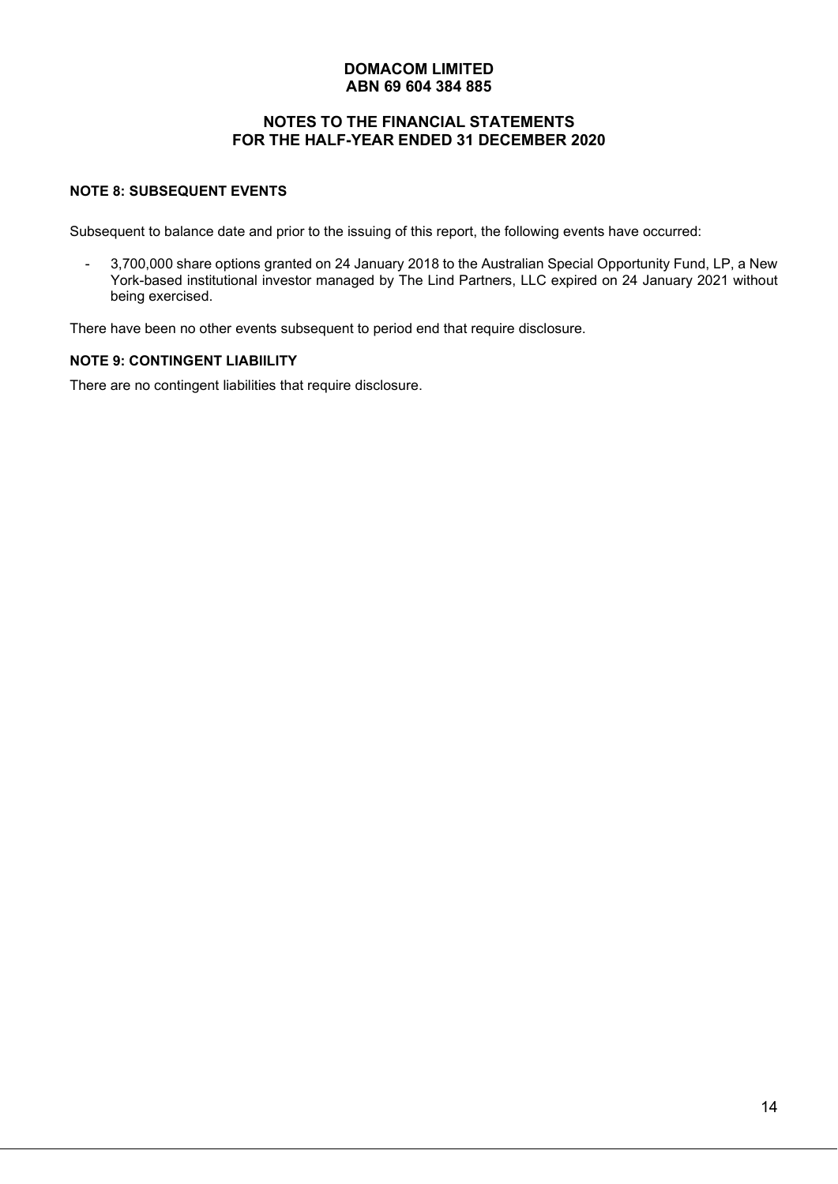**DOMACOM LIMITED**
**ABN 69 604 384 885**

**NOTES TO THE FINANCIAL STATEMENTS**
**FOR THE HALF-YEAR ENDED 31 DECEMBER 2020**

**NOTE 8: SUBSEQUENT EVENTS**

Subsequent to balance date and prior to the issuing of this report, the following events have occurred:

- 3,700,000 share options granted on 24 January 2018 to the Australian Special Opportunity Fund, LP, a New York-based institutional investor managed by The Lind Partners, LLC expired on 24 January 2021 without being exercised.

There have been no other events subsequent to period end that require disclosure.

**NOTE 9: CONTINGENT LIABIILITY**

There are no contingent liabilities that require disclosure.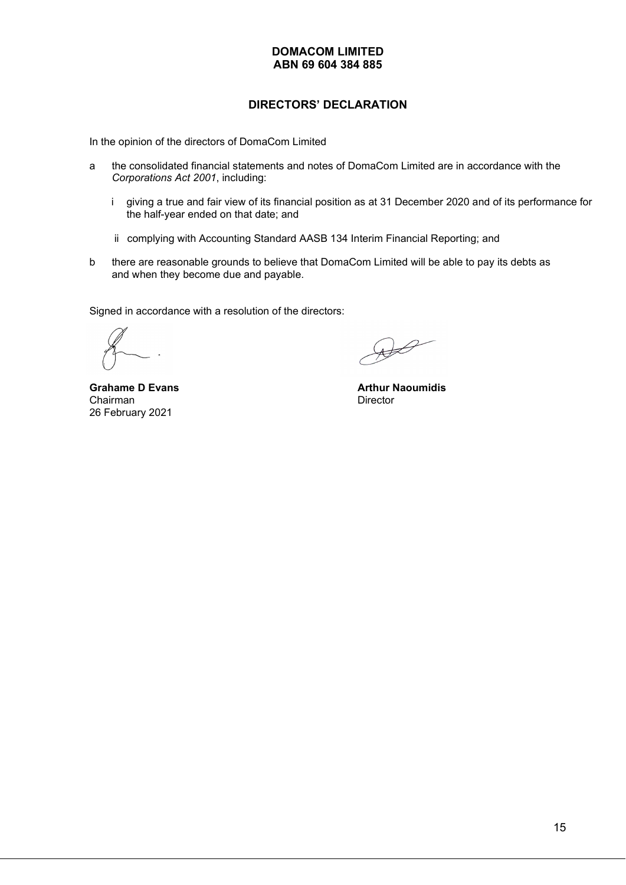**DOMACOM LIMITED**
**ABN 69 604 384 885**

## DIRECTORS' DECLARATION

In the opinion of the directors of DomaCom Limited

a the consolidated financial statements and notes of DomaCom Limited are in accordance with the *Corporations Act 2001*, including:

   i giving a true and fair view of its financial position as at 31 December 2020 and of its performance for the half-year ended on that date; and

   ii complying with Accounting Standard AASB 134 Interim Financial Reporting; and

b there are reasonable grounds to believe that DomaCom Limited will be able to pay its debts as and when they become due and payable.

Signed in accordance with a resolution of the directors:

**Grahame D Evans**
Chairman
26 February 2021

**Arthur Naoumidis**
Director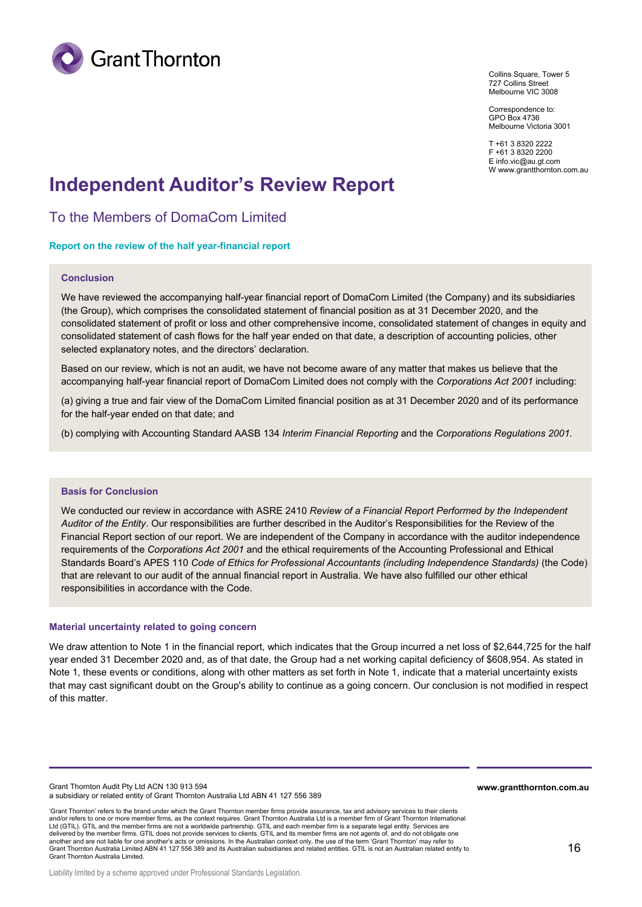Collins Square, Tower 5
727 Collins Street
Melbourne VIC 3008

Correspondence to:
GPO Box 4736
Melbourne Victoria 3001

T +61 3 8320 2222
F +61 3 8320 2200
E info.vic@au.gt.com
W www.grantthornton.com.au

# Independent Auditor's Review Report

## To the Members of DomaCom Limited

### Report on the review of the half year-financial report

#### Conclusion

We have reviewed the accompanying half-year financial report of DomaCom Limited (the Company) and its subsidiaries (the Group), which comprises the consolidated statement of financial position as at 31 December 2020, and the consolidated statement of profit or loss and other comprehensive income, consolidated statement of changes in equity and consolidated statement of cash flows for the half year ended on that date, a description of accounting policies, other selected explanatory notes, and the directors' declaration.

Based on our review, which is not an audit, we have not become aware of any matter that makes us believe that the accompanying half-year financial report of DomaCom Limited does not comply with the *Corporations Act 2001* including:

(a) giving a true and fair view of the DomaCom Limited financial position as at 31 December 2020 and of its performance for the half-year ended on that date; and

(b) complying with Accounting Standard AASB 134 *Interim Financial Reporting* and the *Corporations Regulations 2001.*

#### Basis for Conclusion

We conducted our review in accordance with ASRE 2410 *Review of a Financial Report Performed by the Independent Auditor of the Entity*. Our responsibilities are further described in the Auditor's Responsibilities for the Review of the Financial Report section of our report. We are independent of the Company in accordance with the auditor independence requirements of the *Corporations Act 2001* and the ethical requirements of the Accounting Professional and Ethical Standards Board's APES 110 *Code of Ethics for Professional Accountants (including Independence Standards)* (the Code) that are relevant to our audit of the annual financial report in Australia. We have also fulfilled our other ethical responsibilities in accordance with the Code.

#### Material uncertainty related to going concern

We draw attention to Note 1 in the financial report, which indicates that the Group incurred a net loss of $2,644,725 for the half year ended 31 December 2020 and, as of that date, the Group had a net working capital deficiency of $608,954. As stated in Note 1, these events or conditions, along with other matters as set forth in Note 1, indicate that a material uncertainty exists that may cast significant doubt on the Group's ability to continue as a going concern. Our conclusion is not modified in respect of this matter.

Grant Thornton Audit Pty Ltd ACN 130 913 594
a subsidiary or related entity of Grant Thornton Australia Ltd ABN 41 127 556 389

**www.grantthornton.com.au**

'Grant Thornton' refers to the brand under which the Grant Thornton member firms provide assurance, tax and advisory services to their clients and/or refers to one or more member firms, as the context requires. Grant Thornton Australia Ltd is a member firm of Grant Thornton International Ltd (GTIL). GTIL and the member firms are not a worldwide partnership. GTIL and each member firm is a separate legal entity. Services are delivered by the member firms. GTIL does not provide services to clients. GTIL and its member firms are not agents of, and do not obligate one another and are not liable for one another's acts or omissions. In the Australian context only, the use of the term 'Grant Thornton' may refer to Grant Thornton Australia Limited ABN 41 127 556 389 and its Australian subsidiaries and related entities. GTIL is not an Australian related entity to Grant Thornton Australia Limited.

Liability limited by a scheme approved under Professional Standards Legislation.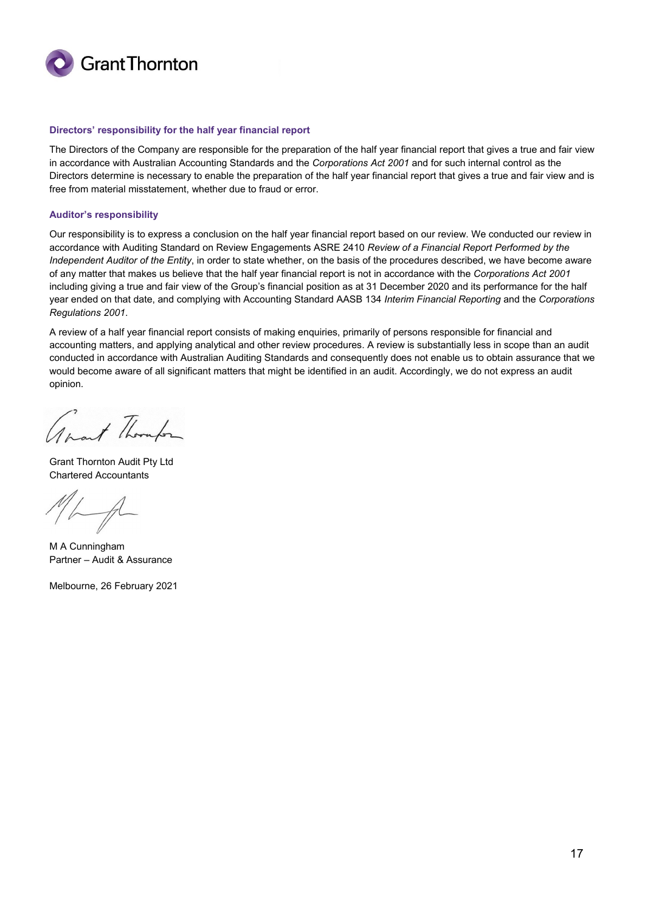### Directors' responsibility for the half year financial report

The Directors of the Company are responsible for the preparation of the half year financial report that gives a true and fair view in accordance with Australian Accounting Standards and the *Corporations Act 2001* and for such internal control as the Directors determine is necessary to enable the preparation of the half year financial report that gives a true and fair view and is free from material misstatement, whether due to fraud or error.

### Auditor's responsibility

Our responsibility is to express a conclusion on the half year financial report based on our review. We conducted our review in accordance with Auditing Standard on Review Engagements ASRE 2410 *Review of a Financial Report Performed by the Independent Auditor of the Entity*, in order to state whether, on the basis of the procedures described, we have become aware of any matter that makes us believe that the half year financial report is not in accordance with the *Corporations Act 2001* including giving a true and fair view of the Group's financial position as at 31 December 2020 and its performance for the half year ended on that date, and complying with Accounting Standard AASB 134 *Interim Financial Reporting* and the *Corporations Regulations 2001*.

A review of a half year financial report consists of making enquiries, primarily of persons responsible for financial and accounting matters, and applying analytical and other review procedures. A review is substantially less in scope than an audit conducted in accordance with Australian Auditing Standards and consequently does not enable us to obtain assurance that we would become aware of all significant matters that might be identified in an audit. Accordingly, we do not express an audit opinion.

Grant Thornton Audit Pty Ltd
Chartered Accountants

M A Cunningham
Partner – Audit & Assurance

Melbourne, 26 February 2021